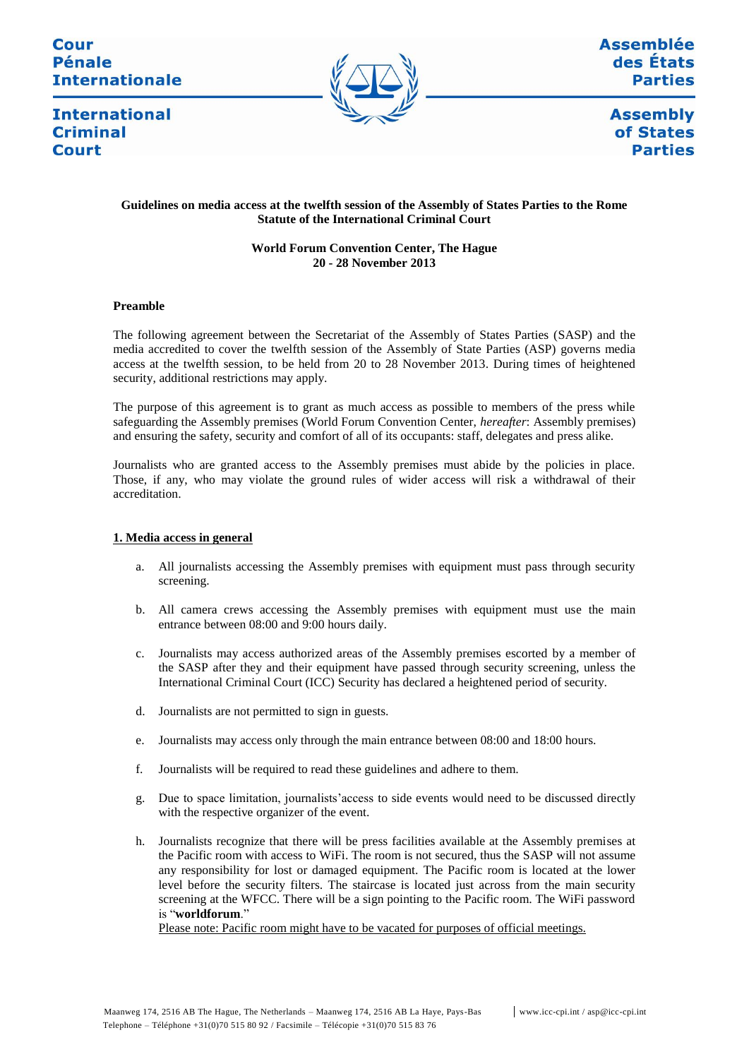Cour Pénale Internationale

International Criminal Court

Assemblée des États Parties

Assembly of States Parties

**Guidelines on media access at the twelfth session of the Assembly of States Parties to the Rome Statute of the International Criminal Court**

**World Forum Convention Center, The Hague**
**20 - 28 November 2013**

**Preamble**

The following agreement between the Secretariat of the Assembly of States Parties (SASP) and the media accredited to cover the twelfth session of the Assembly of State Parties (ASP) governs media access at the twelfth session, to be held from 20 to 28 November 2013. During times of heightened security, additional restrictions may apply.

The purpose of this agreement is to grant as much access as possible to members of the press while safeguarding the Assembly premises (World Forum Convention Center, *hereafter*: Assembly premises) and ensuring the safety, security and comfort of all of its occupants: staff, delegates and press alike.

Journalists who are granted access to the Assembly premises must abide by the policies in place. Those, if any, who may violate the ground rules of wider access will risk a withdrawal of their accreditation.

**1. Media access in general**

a. All journalists accessing the Assembly premises with equipment must pass through security screening.

b. All camera crews accessing the Assembly premises with equipment must use the main entrance between 08:00 and 9:00 hours daily.

c. Journalists may access authorized areas of the Assembly premises escorted by a member of the SASP after they and their equipment have passed through security screening, unless the International Criminal Court (ICC) Security has declared a heightened period of security.

d. Journalists are not permitted to sign in guests.

e. Journalists may access only through the main entrance between 08:00 and 18:00 hours.

f. Journalists will be required to read these guidelines and adhere to them.

g. Due to space limitation, journalists'access to side events would need to be discussed directly with the respective organizer of the event.

h. Journalists recognize that there will be press facilities available at the Assembly premises at the Pacific room with access to WiFi. The room is not secured, thus the SASP will not assume any responsibility for lost or damaged equipment. The Pacific room is located at the lower level before the security filters. The staircase is located just across from the main security screening at the WFCC. There will be a sign pointing to the Pacific room. The WiFi password is "**worldforum**."
<u>Please note: Pacific room might have to be vacated for purposes of official meetings.</u>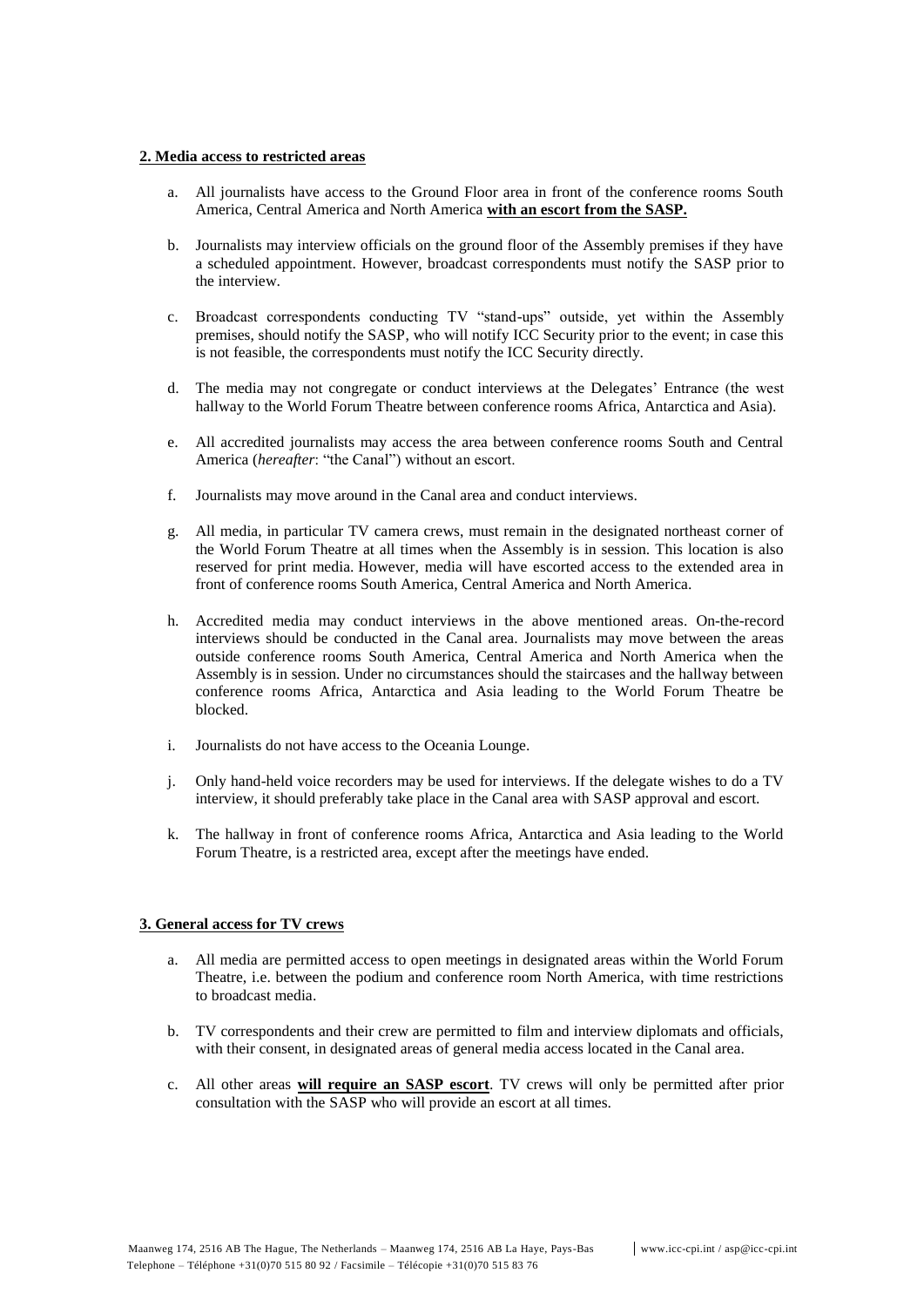**2. Media access to restricted areas**

a. All journalists have access to the Ground Floor area in front of the conference rooms South America, Central America and North America **with an escort from the SASP.**

b. Journalists may interview officials on the ground floor of the Assembly premises if they have a scheduled appointment. However, broadcast correspondents must notify the SASP prior to the interview.

c. Broadcast correspondents conducting TV "stand-ups" outside, yet within the Assembly premises, should notify the SASP, who will notify ICC Security prior to the event; in case this is not feasible, the correspondents must notify the ICC Security directly.

d. The media may not congregate or conduct interviews at the Delegates' Entrance (the west hallway to the World Forum Theatre between conference rooms Africa, Antarctica and Asia).

e. All accredited journalists may access the area between conference rooms South and Central America (*hereafter*: "the Canal") without an escort.

f. Journalists may move around in the Canal area and conduct interviews.

g. All media, in particular TV camera crews, must remain in the designated northeast corner of the World Forum Theatre at all times when the Assembly is in session. This location is also reserved for print media. However, media will have escorted access to the extended area in front of conference rooms South America, Central America and North America.

h. Accredited media may conduct interviews in the above mentioned areas. On-the-record interviews should be conducted in the Canal area. Journalists may move between the areas outside conference rooms South America, Central America and North America when the Assembly is in session. Under no circumstances should the staircases and the hallway between conference rooms Africa, Antarctica and Asia leading to the World Forum Theatre be blocked.

i. Journalists do not have access to the Oceania Lounge.

j. Only hand-held voice recorders may be used for interviews. If the delegate wishes to do a TV interview, it should preferably take place in the Canal area with SASP approval and escort.

k. The hallway in front of conference rooms Africa, Antarctica and Asia leading to the World Forum Theatre, is a restricted area, except after the meetings have ended.

**3. General access for TV crews**

a. All media are permitted access to open meetings in designated areas within the World Forum Theatre, i.e. between the podium and conference room North America, with time restrictions to broadcast media.

b. TV correspondents and their crew are permitted to film and interview diplomats and officials, with their consent, in designated areas of general media access located in the Canal area.

c. All other areas **will require an SASP escort**. TV crews will only be permitted after prior consultation with the SASP who will provide an escort at all times.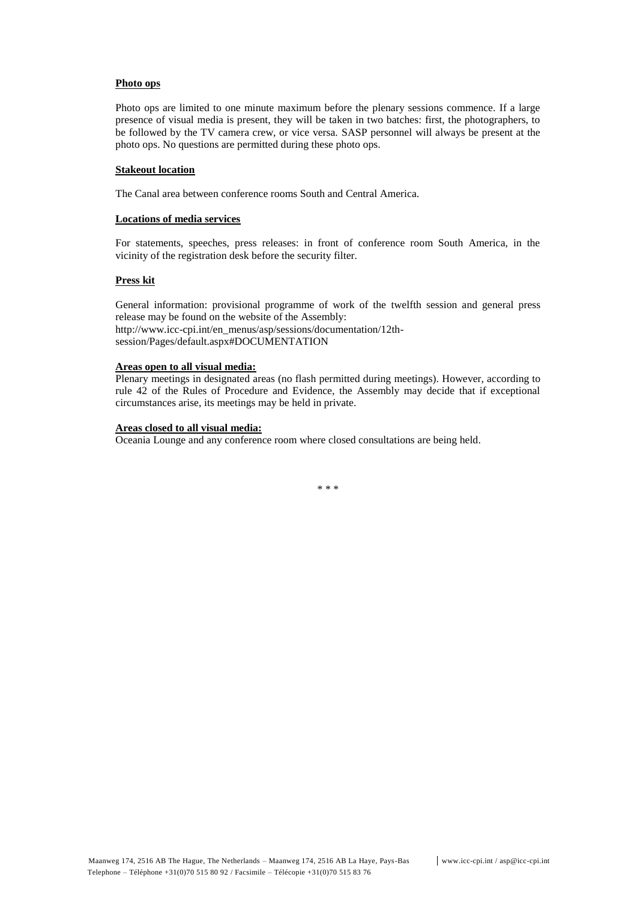**Photo ops**

Photo ops are limited to one minute maximum before the plenary sessions commence. If a large presence of visual media is present, they will be taken in two batches: first, the photographers, to be followed by the TV camera crew, or vice versa. SASP personnel will always be present at the photo ops. No questions are permitted during these photo ops.

**Stakeout location**

The Canal area between conference rooms South and Central America.

**Locations of media services**

For statements, speeches, press releases: in front of conference room South America, in the vicinity of the registration desk before the security filter.

**Press kit**

General information: provisional programme of work of the twelfth session and general press release may be found on the website of the Assembly:
http://www.icc-cpi.int/en_menus/asp/sessions/documentation/12th-session/Pages/default.aspx#DOCUMENTATION

**Areas open to all visual media:**
Plenary meetings in designated areas (no flash permitted during meetings). However, according to rule 42 of the Rules of Procedure and Evidence, the Assembly may decide that if exceptional circumstances arise, its meetings may be held in private.

**Areas closed to all visual media:**
Oceania Lounge and any conference room where closed consultations are being held.

\* \* \*